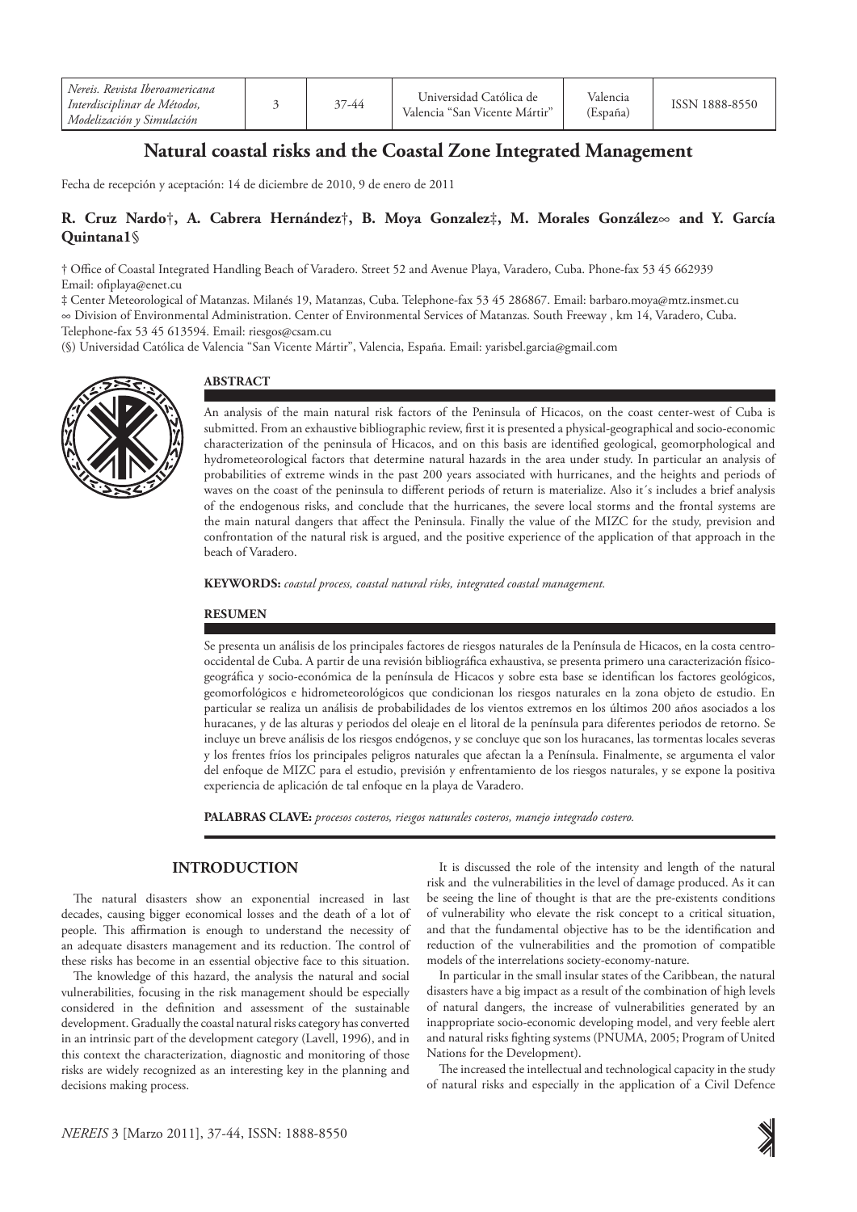# Natural coastal risks and the Coastal Zone Integrated Management

Fecha de recepción y aceptación: 14 de diciembre de 2010, 9 de enero de 2011

**R. Cruz Nardo†, A. Cabrera Hernández†, B. Moya Gonzalez‡, M. Morales González∞ and Y. García Quintana1§**

† Office of Coastal Integrated Handling Beach of Varadero. Street 52 and Avenue Playa, Varadero, Cuba. Phone-fax 53 45 662939 Email: ofiplaya@enet.cu

‡ Center Meteorological of Matanzas. Milanés 19, Matanzas, Cuba. Telephone-fax 53 45 286867. Email: barbaro.moya@mtz.insmet.cu

∞ Division of Environmental Administration. Center of Environmental Services of Matanzas. South Freeway , km 14, Varadero, Cuba. Telephone-fax 53 45 613594. Email: riesgos@csam.cu

(§) Universidad Católica de Valencia "San Vicente Mártir", Valencia, España. Email: yarisbel.garcia@gmail.com

## ABSTRACT

An analysis of the main natural risk factors of the Peninsula of Hicacos, on the coast center-west of Cuba is submitted. From an exhaustive bibliographic review, first it is presented a physical-geographical and socio-economic characterization of the peninsula of Hicacos, and on this basis are identified geological, geomorphological and hydrometeorological factors that determine natural hazards in the area under study. In particular an analysis of probabilities of extreme winds in the past 200 years associated with hurricanes, and the heights and periods of waves on the coast of the peninsula to different periods of return is materialize. Also it´s includes a brief analysis of the endogenous risks, and conclude that the hurricanes, the severe local storms and the frontal systems are the main natural dangers that affect the Peninsula. Finally the value of the MIZC for the study, prevision and confrontation of the natural risk is argued, and the positive experience of the application of that approach in the beach of Varadero.

**KEYWORDS:** *coastal process, coastal natural risks, integrated coastal management.*

## RESUMEN

Se presenta un análisis de los principales factores de riesgos naturales de la Península de Hicacos, en la costa centro-occidental de Cuba. A partir de una revisión bibliográfica exhaustiva, se presenta primero una caracterización físico-geográfica y socio-económica de la península de Hicacos y sobre esta base se identifican los factores geológicos, geomorfológicos e hidrometeorológicos que condicionan los riesgos naturales en la zona objeto de estudio. En particular se realiza un análisis de probabilidades de los vientos extremos en los últimos 200 años asociados a los huracanes, y de las alturas y periodos del oleaje en el litoral de la península para diferentes periodos de retorno. Se incluye un breve análisis de los riesgos endógenos, y se concluye que son los huracanes, las tormentas locales severas y los frentes fríos los principales peligros naturales que afectan la Península. Finalmente, se argumenta el valor del enfoque de MIZC para el estudio, previsión y enfrentamiento de los riesgos naturales, y se expone la positiva experiencia de aplicación de tal enfoque en la playa de Varadero.

**PALABRAS CLAVE:** *procesos costeros, riesgos naturales costeros, manejo integrado costero.*

## INTRODUCTION

The natural disasters show an exponential increased in last decades, causing bigger economical losses and the death of a lot of people. This affirmation is enough to understand the necessity of an adequate disasters management and its reduction. The control of these risks has become in an essential objective face to this situation.

The knowledge of this hazard, the analysis the natural and social vulnerabilities, focusing in the risk management should be especially considered in the definition and assessment of the sustainable development. Gradually the coastal natural risks category has converted in an intrinsic part of the development category (Lavell, 1996), and in this context the characterization, diagnostic and monitoring of those risks are widely recognized as an interesting key in the planning and decisions making process.

It is discussed the role of the intensity and length of the natural risk and the vulnerabilities in the level of damage produced. As it can be seeing the line of thought is that are the pre-existents conditions of vulnerability who elevate the risk concept to a critical situation, and that the fundamental objective has to be the identification and reduction of the vulnerabilities and the promotion of compatible models of the interrelations society-economy-nature.

In particular in the small insular states of the Caribbean, the natural disasters have a big impact as a result of the combination of high levels of natural dangers, the increase of vulnerabilities generated by an inappropriate socio-economic developing model, and very feeble alert and natural risks fighting systems (PNUMA, 2005; Program of United Nations for the Development).

The increased the intellectual and technological capacity in the study of natural risks and especially in the application of a Civil Defence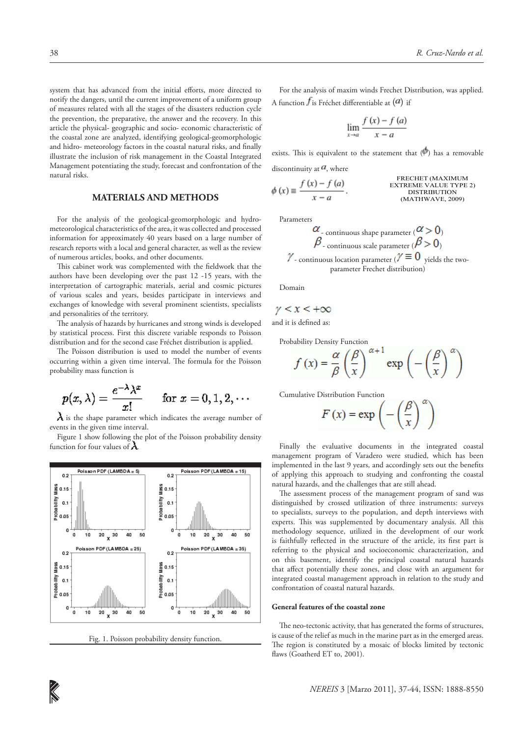system that has advanced from the initial efforts, more directed to notify the dangers, until the current improvement of a uniform group of measures related with all the stages of the disasters reduction cycle the prevention, the preparative, the answer and the recovery. In this article the physical- geographic and socio- economic characteristic of the coastal zone are analyzed, identifying geological-geomorphologic and hidro- meteorology factors in the coastal natural risks, and finally illustrate the inclusion of risk management in the Coastal Integrated Management potentiating the study, forecast and confrontation of the natural risks.

## MATERIALS AND METHODS

For the analysis of the geological-geomorphologic and hydro-meteorological characteristics of the area, it was collected and processed information for approximately 40 years based on a large number of research reports with a local and general character, as well as the review of numerous articles, books, and other documents.

This cabinet work was complemented with the fieldwork that the authors have been developing over the past 12 -15 years, with the interpretation of cartographic materials, aerial and cosmic pictures of various scales and years, besides participate in interviews and exchanges of knowledge with several prominent scientists, specialists and personalities of the territory.

The analysis of hazards by hurricanes and strong winds is developed by statistical process. First this discrete variable responds to Poisson distribution and for the second case Fréchet distribution is applied.

The Poisson distribution is used to model the number of events occurring within a given time interval. The formula for the Poisson probability mass function is

$$p(x, \lambda) = \frac{e^{-\lambda}\lambda^{x}}{x!} \qquad \text{for } x = 0, 1, 2, \cdots$$

$\lambda$ is the shape parameter which indicates the average number of events in the given time interval.

Figure 1 show following the plot of the Poisson probability density function for four values of $\lambda$.

Fig. 1. Poisson probability density function.

For the analysis of maxim winds Frechet Distribution, was applied. A function $f$ is Fréchet differentiable at $(a)$ if

$$\lim_{x \to a} \frac{f(x) - f(a)}{x - a}$$

exists. This is equivalent to the statement that $(\phi)$ has a removable discontinuity at $a$, where

$$\phi(x) \equiv \frac{f(x) - f(a)}{x - a}.$$

FRECHET (MAXIMUM EXTREME VALUE TYPE 2) DISTRIBUTION (MATHWAVE, 2009)

Parameters

$\alpha$ - continuous shape parameter ($\alpha > 0$)

$\beta$ - continuous scale parameter ($\beta > 0$)

$\gamma$ - continuous location parameter ($\gamma \equiv 0$ yields the two-parameter Frechet distribution)

Domain

$$\gamma < x < +\infty$$

and it is defined as:

Probability Density Function

$$f(x) = \frac{\alpha}{\beta}\left(\frac{\beta}{x}\right)^{\alpha+1} \exp\left(-\left(\frac{\beta}{x}\right)^{\alpha}\right)$$

Cumulative Distribution Function

$$F(x) = \exp\left(-\left(\frac{\beta}{x}\right)^{\alpha}\right)$$

Finally the evaluative documents in the integrated coastal management program of Varadero were studied, which has been implemented in the last 9 years, and accordingly sets out the benefits of applying this approach to studying and confronting the coastal natural hazards, and the challenges that are still ahead.

The assessment process of the management program of sand was distinguished by crossed utilization of three instruments: surveys to specialists, surveys to the population, and depth interviews with experts. This was supplemented by documentary analysis. All this methodology sequence, utilized in the development of our work is faithfully reflected in the structure of the article, its first part is referring to the physical and socioeconomic characterization, and on this basement, identify the principal coastal natural hazards that affect potentially these zones, and close with an argument for integrated coastal management approach in relation to the study and confrontation of coastal natural hazards.

### General features of the coastal zone

The neo-tectonic activity, that has generated the forms of structures, is cause of the relief as much in the marine part as in the emerged areas. The region is constituted by a mosaic of blocks limited by tectonic flaws (Goatherd ET to, 2001).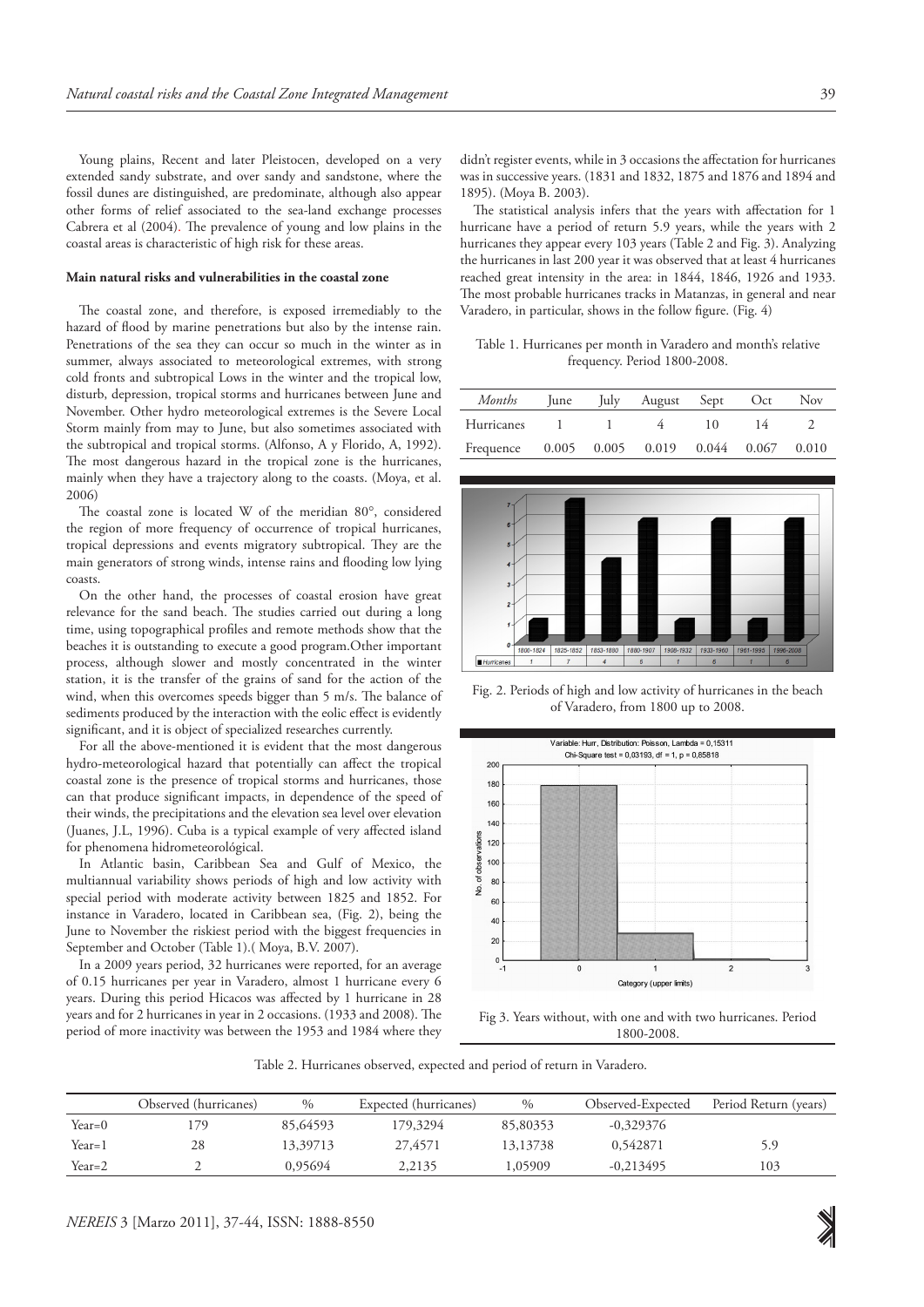Young plains, Recent and later Pleistocen, developed on a very extended sandy substrate, and over sandy and sandstone, where the fossil dunes are distinguished, are predominate, although also appear other forms of relief associated to the sea-land exchange processes Cabrera et al (2004). The prevalence of young and low plains in the coastal areas is characteristic of high risk for these areas.

**Main natural risks and vulnerabilities in the coastal zone**

The coastal zone, and therefore, is exposed irremediably to the hazard of flood by marine penetrations but also by the intense rain. Penetrations of the sea they can occur so much in the winter as in summer, always associated to meteorological extremes, with strong cold fronts and subtropical Lows in the winter and the tropical low, disturb, depression, tropical storms and hurricanes between June and November. Other hydro meteorological extremes is the Severe Local Storm mainly from may to June, but also sometimes associated with the subtropical and tropical storms. (Alfonso, A y Florido, A, 1992). The most dangerous hazard in the tropical zone is the hurricanes, mainly when they have a trajectory along to the coasts. (Moya, et al. 2006)

The coastal zone is located W of the meridian 80°, considered the region of more frequency of occurrence of tropical hurricanes, tropical depressions and events migratory subtropical. They are the main generators of strong winds, intense rains and flooding low lying coasts.

On the other hand, the processes of coastal erosion have great relevance for the sand beach. The studies carried out during a long time, using topographical profiles and remote methods show that the beaches it is outstanding to execute a good program.Other important process, although slower and mostly concentrated in the winter station, it is the transfer of the grains of sand for the action of the wind, when this overcomes speeds bigger than 5 m/s. The balance of sediments produced by the interaction with the eolic effect is evidently significant, and it is object of specialized researches currently.

For all the above-mentioned it is evident that the most dangerous hydro-meteorological hazard that potentially can affect the tropical coastal zone is the presence of tropical storms and hurricanes, those can that produce significant impacts, in dependence of the speed of their winds, the precipitations and the elevation sea level over elevation (Juanes, J.L, 1996). Cuba is a typical example of very affected island for phenomena hidrometeorológical.

In Atlantic basin, Caribbean Sea and Gulf of Mexico, the multiannual variability shows periods of high and low activity with special period with moderate activity between 1825 and 1852. For instance in Varadero, located in Caribbean sea, (Fig. 2), being the June to November the riskiest period with the biggest frequencies in September and October (Table 1).( Moya, B.V. 2007).

In a 2009 years period, 32 hurricanes were reported, for an average of 0.15 hurricanes per year in Varadero, almost 1 hurricane every 6 years. During this period Hicacos was affected by 1 hurricane in 28 years and for 2 hurricanes in year in 2 occasions. (1933 and 2008). The period of more inactivity was between the 1953 and 1984 where they didn't register events, while in 3 occasions the affectation for hurricanes was in successive years. (1831 and 1832, 1875 and 1876 and 1894 and 1895). (Moya B. 2003).

The statistical analysis infers that the years with affectation for 1 hurricane have a period of return 5.9 years, while the years with 2 hurricanes they appear every 103 years (Table 2 and Fig. 3). Analyzing the hurricanes in last 200 year it was observed that at least 4 hurricanes reached great intensity in the area: in 1844, 1846, 1926 and 1933. The most probable hurricanes tracks in Matanzas, in general and near Varadero, in particular, shows in the follow figure. (Fig. 4)

Table 1. Hurricanes per month in Varadero and month's relative frequency. Period 1800-2008.

| *Months* | June | July | August | Sept | Oct | Nov |
|---|---|---|---|---|---|---|
| Hurricanes | 1 | 1 | 4 | 10 | 14 | 2 |
| Frequence | 0.005 | 0.005 | 0.019 | 0.044 | 0.067 | 0.010 |

Fig. 2. Periods of high and low activity of hurricanes in the beach of Varadero, from 1800 up to 2008.

Fig 3. Years without, with one and with two hurricanes. Period 1800-2008.

Table 2. Hurricanes observed, expected and period of return in Varadero.

| | Observed (hurricanes) | % | Expected (hurricanes) | % | Observed-Expected | Period Return (years) |
|---|---|---|---|---|---|---|
| Year=0 | 179 | 85,64593 | 179,3294 | 85,80353 | -0,329376 | |
| Year=1 | 28 | 13,39713 | 27,4571 | 13,13738 | 0,542871 | 5.9 |
| Year=2 | 2 | 0,95694 | 2,2135 | 1,05909 | -0,213495 | 103 |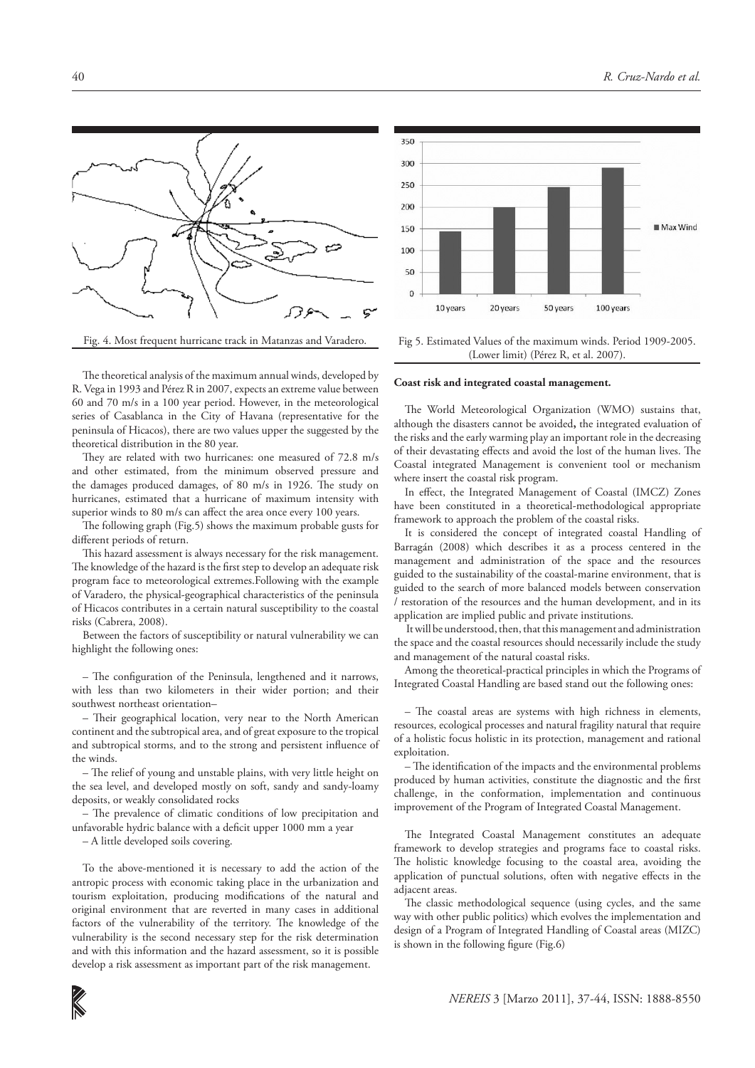Fig. 4. Most frequent hurricane track in Matanzas and Varadero.

The theoretical analysis of the maximum annual winds, developed by R. Vega in 1993 and Pérez R in 2007, expects an extreme value between 60 and 70 m/s in a 100 year period. However, in the meteorological series of Casablanca in the City of Havana (representative for the peninsula of Hicacos), there are two values upper the suggested by the theoretical distribution in the 80 year.

They are related with two hurricanes: one measured of 72.8 m/s and other estimated, from the minimum observed pressure and the damages produced damages, of 80 m/s in 1926. The study on hurricanes, estimated that a hurricane of maximum intensity with superior winds to 80 m/s can affect the area once every 100 years.

The following graph (Fig.5) shows the maximum probable gusts for different periods of return.

This hazard assessment is always necessary for the risk management. The knowledge of the hazard is the first step to develop an adequate risk program face to meteorological extremes.Following with the example of Varadero, the physical-geographical characteristics of the peninsula of Hicatos contributes in a certain natural susceptibility to the coastal risks (Cabrera, 2008).

Between the factors of susceptibility or natural vulnerability we can highlight the following ones:

– The configuration of the Peninsula, lengthened and it narrows, with less than two kilometers in their wider portion; and their southwest northeast orientation–

– Their geographical location, very near to the North American continent and the subtropical area, and of great exposure to the tropical and subtropical storms, and to the strong and persistent influence of the winds.

– The relief of young and unstable plains, with very little height on the sea level, and developed mostly on soft, sandy and sandy-loamy deposits, or weakly consolidated rocks

– The prevalence of climatic conditions of low precipitation and unfavorable hydric balance with a deficit upper 1000 mm a year

– A little developed soils covering.

To the above-mentioned it is necessary to add the action of the antropic process with economic taking place in the urbanization and tourism exploitation, producing modifications of the natural and original environment that are reverted in many cases in additional factors of the vulnerability of the territory. The knowledge of the vulnerability is the second necessary step for the risk determination and with this information and the hazard assessment, so it is possible develop a risk assessment as important part of the risk management.

Fig 5. Estimated Values of the maximum winds. Period 1909-2005. (Lower limit) (Pérez R, et al. 2007).

**Coast risk and integrated coastal management.**

The World Meteorological Organization (WMO) sustains that, although the disasters cannot be avoided**,** the integrated evaluation of the risks and the early warming play an important role in the decreasing of their devastating effects and avoid the lost of the human lives. The Coastal integrated Management is convenient tool or mechanism where insert the coastal risk program.

In effect, the Integrated Management of Coastal (IMCZ) Zones have been constituted in a theoretical-methodological appropriate framework to approach the problem of the coastal risks.

It is considered the concept of integrated coastal Handling of Barragán (2008) which describes it as a process centered in the management and administration of the space and the resources guided to the sustainability of the coastal-marine environment, that is guided to the search of more balanced models between conservation / restoration of the resources and the human development, and in its application are implied public and private institutions.

It will be understood, then, that this management and administration the space and the coastal resources should necessarily include the study and management of the natural coastal risks.

Among the theoretical-practical principles in which the Programs of Integrated Coastal Handling are based stand out the following ones:

– The coastal areas are systems with high richness in elements, resources, ecological processes and natural fragility natural that require of a holistic focus holistic in its protection, management and rational exploitation.

– The identification of the impacts and the environmental problems produced by human activities, constitute the diagnostic and the first challenge, in the conformation, implementation and continuous improvement of the Program of Integrated Coastal Management.

The Integrated Coastal Management constitutes an adequate framework to develop strategies and programs face to coastal risks. The holistic knowledge focusing to the coastal area, avoiding the application of punctual solutions, often with negative effects in the adjacent areas.

The classic methodological sequence (using cycles, and the same way with other public politics) which evolves the implementation and design of a Program of Integrated Handling of Coastal areas (MIZC) is shown in the following figure (Fig.6)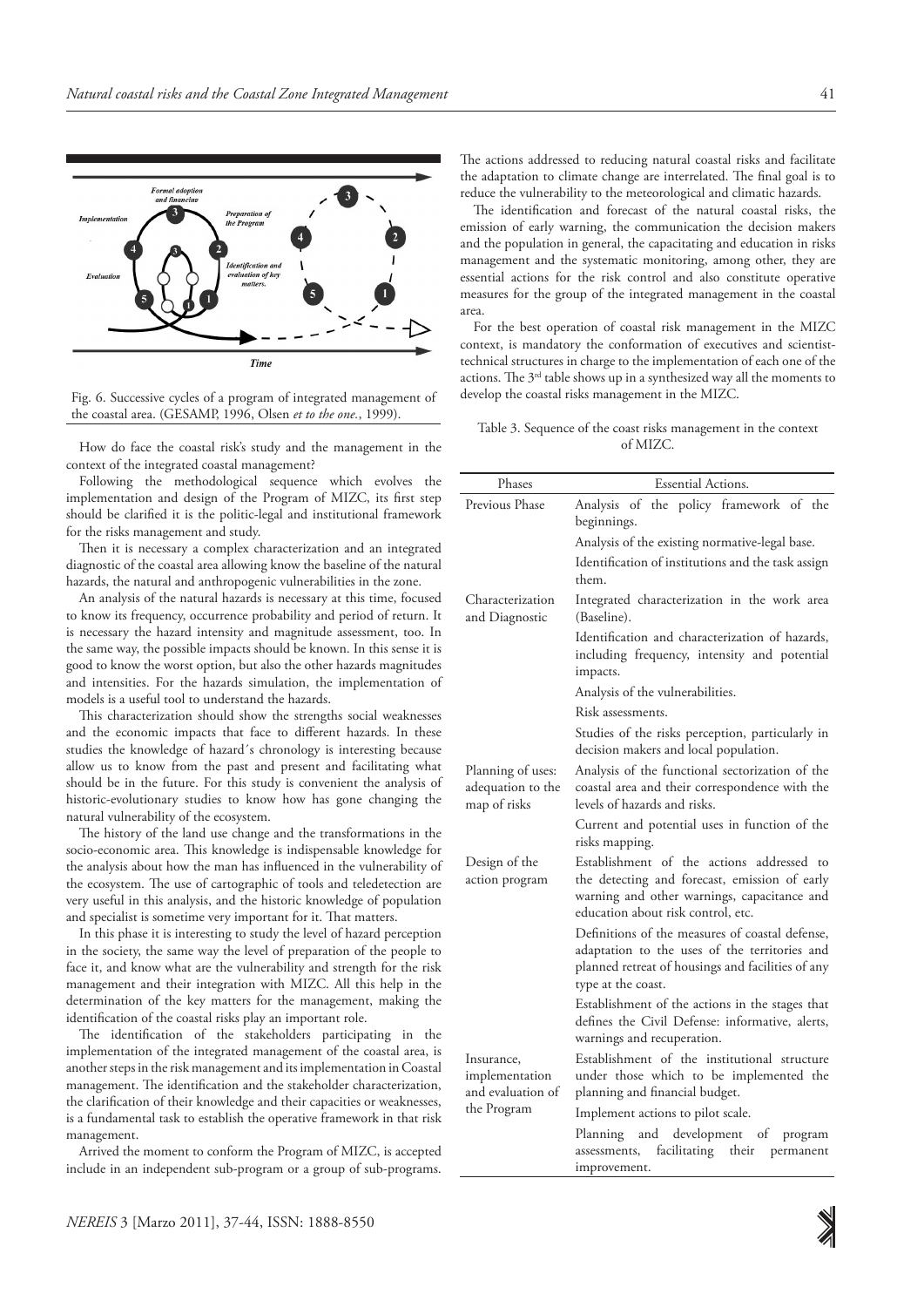Fig. 6. Successive cycles of a program of integrated management of the coastal area. (GESAMP, 1996, Olsen *et to the one.*, 1999).

How do face the coastal risk's study and the management in the context of the integrated coastal management?

Following the methodological sequence which evolves the implementation and design of the Program of MIZC, its first step should be clarified it is the politic-legal and institutional framework for the risks management and study.

Then it is necessary a complex characterization and an integrated diagnostic of the coastal area allowing know the baseline of the natural hazards, the natural and anthropogenic vulnerabilities in the zone.

An analysis of the natural hazards is necessary at this time, focused to know its frequency, occurrence probability and period of return. It is necessary the hazard intensity and magnitude assessment, too. In the same way, the possible impacts should be known. In this sense it is good to know the worst option, but also the other hazards magnitudes and intensities. For the hazards simulation, the implementation of models is a useful tool to understand the hazards.

This characterization should show the strengths social weaknesses and the economic impacts that face to different hazards. In these studies the knowledge of hazard´s chronology is interesting because allow us to know from the past and present and facilitating what should be in the future. For this study is convenient the analysis of historic-evolutionary studies to know how has gone changing the natural vulnerability of the ecosystem.

The history of the land use change and the transformations in the socio-economic area. This knowledge is indispensable knowledge for the analysis about how the man has influenced in the vulnerability of the ecosystem. The use of cartographic of tools and teledetection are very useful in this analysis, and the historic knowledge of population and specialist is sometime very important for it. That matters.

In this phase it is interesting to study the level of hazard perception in the society, the same way the level of preparation of the people to face it, and know what are the vulnerability and strength for the risk management and their integration with MIZC. All this help in the determination of the key matters for the management, making the identification of the coastal risks play an important role.

The identification of the stakeholders participating in the implementation of the integrated management of the coastal area, is another steps in the risk management and its implementation in Coastal management. The identification and the stakeholder characterization, the clarification of their knowledge and their capacities or weaknesses, is a fundamental task to establish the operative framework in that risk management.

Arrived the moment to conform the Program of MIZC, is accepted include in an independent sub-program or a group of sub-programs. The actions addressed to reducing natural coastal risks and facilitate the adaptation to climate change are interrelated. The final goal is to reduce the vulnerability to the meteorological and climatic hazards.

The identification and forecast of the natural coastal risks, the emission of early warning, the communication the decision makers and the population in general, the capacitating and education in risks management and the systematic monitoring, among other, they are essential actions for the risk control and also constitute operative measures for the group of the integrated management in the coastal area.

For the best operation of coastal risk management in the MIZC context, is mandatory the conformation of executives and scientist-technical structures in charge to the implementation of each one of the actions. The 3rd table shows up in a synthesized way all the moments to develop the coastal risks management in the MIZC.

Table 3. Sequence of the coast risks management in the context of MIZC.

| Phases | Essential Actions. |
|---|---|
| Previous Phase | Analysis of the policy framework of the beginnings. |
| | Analysis of the existing normative-legal base. |
| | Identification of institutions and the task assign them. |
| Characterization and Diagnostic | Integrated characterization in the work area (Baseline). |
| | Identification and characterization of hazards, including frequency, intensity and potential impacts. |
| | Analysis of the vulnerabilities. |
| | Risk assessments. |
| | Studies of the risks perception, particularly in decision makers and local population. |
| Planning of uses: adequation to the map of risks | Analysis of the functional sectorization of the coastal area and their correspondence with the levels of hazards and risks. |
| | Current and potential uses in function of the risks mapping. |
| Design of the action program | Establishment of the actions addressed to the detecting and forecast, emission of early warning and other warnings, capacitance and education about risk control, etc. |
| | Definitions of the measures of coastal defense, adaptation to the uses of the territories and planned retreat of housings and facilities of any type at the coast. |
| | Establishment of the actions in the stages that defines the Civil Defense: informative, alerts, warnings and recuperation. |
| Insurance, implementation and evaluation of the Program | Establishment of the institutional structure under those which to be implemented the planning and financial budget. |
| | Implement actions to pilot scale. |
| | Planning and development of program assessments, facilitating their permanent improvement. |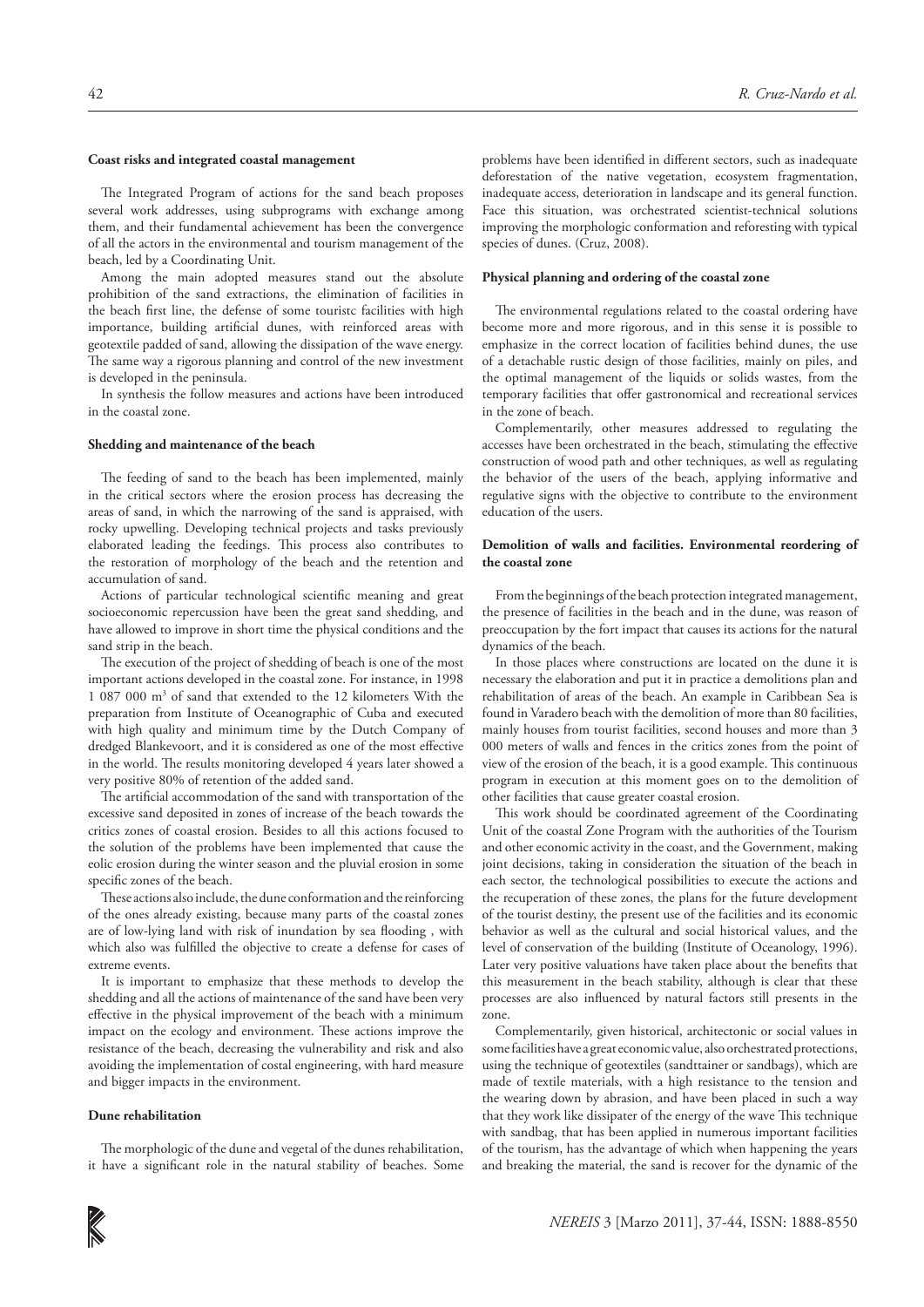#### Coast risks and integrated coastal management

The Integrated Program of actions for the sand beach proposes several work addresses, using subprograms with exchange among them, and their fundamental achievement has been the convergence of all the actors in the environmental and tourism management of the beach, led by a Coordinating Unit.

Among the main adopted measures stand out the absolute prohibition of the sand extractions, the elimination of facilities in the beach first line, the defense of some touristc facilities with high importance, building artificial dunes, with reinforced areas with geotextile padded of sand, allowing the dissipation of the wave energy. The same way a rigorous planning and control of the new investment is developed in the peninsula.

In synthesis the follow measures and actions have been introduced in the coastal zone.

#### Shedding and maintenance of the beach

The feeding of sand to the beach has been implemented, mainly in the critical sectors where the erosion process has decreasing the areas of sand, in which the narrowing of the sand is appraised, with rocky upwelling. Developing technical projects and tasks previously elaborated leading the feedings. This process also contributes to the restoration of morphology of the beach and the retention and accumulation of sand.

Actions of particular technological scientific meaning and great socioeconomic repercussion have been the great sand shedding, and have allowed to improve in short time the physical conditions and the sand strip in the beach.

The execution of the project of shedding of beach is one of the most important actions developed in the coastal zone. For instance, in 1998 1 087 000 m$^3$ of sand that extended to the 12 kilometers With the preparation from Institute of Oceanographic of Cuba and executed with high quality and minimum time by the Dutch Company of dredged Blankevoort, and it is considered as one of the most effective in the world. The results monitoring developed 4 years later showed a very positive 80% of retention of the added sand.

The artificial accommodation of the sand with transportation of the excessive sand deposited in zones of increase of the beach towards the critics zones of coastal erosion. Besides to all this actions focused to the solution of the problems have been implemented that cause the eolic erosion during the winter season and the pluvial erosion in some specific zones of the beach.

These actions also include, the dune conformation and the reinforcing of the ones already existing, because many parts of the coastal zones are of low-lying land with risk of inundation by sea flooding , with which also was fulfilled the objective to create a defense for cases of extreme events.

It is important to emphasize that these methods to develop the shedding and all the actions of maintenance of the sand have been very effective in the physical improvement of the beach with a minimum impact on the ecology and environment. These actions improve the resistance of the beach, decreasing the vulnerability and risk and also avoiding the implementation of costal engineering, with hard measure and bigger impacts in the environment.

#### Dune rehabilitation

The morphologic of the dune and vegetal of the dunes rehabilitation, it have a significant role in the natural stability of beaches. Some problems have been identified in different sectors, such as inadequate deforestation of the native vegetation, ecosystem fragmentation, inadequate access, deterioration in landscape and its general function. Face this situation, was orchestrated scientist-technical solutions improving the morphologic conformation and reforesting with typical species of dunes. (Cruz, 2008).

#### Physical planning and ordering of the coastal zone

The environmental regulations related to the coastal ordering have become more and more rigorous, and in this sense it is possible to emphasize in the correct location of facilities behind dunes, the use of a detachable rustic design of those facilities, mainly on piles, and the optimal management of the liquids or solids wastes, from the temporary facilities that offer gastronomical and recreational services in the zone of beach.

Complementarily, other measures addressed to regulating the accesses have been orchestrated in the beach, stimulating the effective construction of wood path and other techniques, as well as regulating the behavior of the users of the beach, applying informative and regulative signs with the objective to contribute to the environment education of the users.

#### Demolition of walls and facilities. Environmental reordering of the coastal zone

From the beginnings of the beach protection integrated management, the presence of facilities in the beach and in the dune, was reason of preoccupation by the fort impact that causes its actions for the natural dynamics of the beach.

In those places where constructions are located on the dune it is necessary the elaboration and put it in practice a demolitions plan and rehabilitation of areas of the beach. An example in Caribbean Sea is found in Varadero beach with the demolition of more than 80 facilities, mainly houses from tourist facilities, second houses and more than 3 000 meters of walls and fences in the critics zones from the point of view of the erosion of the beach, it is a good example. This continuous program in execution at this moment goes on to the demolition of other facilities that cause greater coastal erosion.

This work should be coordinated agreement of the Coordinating Unit of the coastal Zone Program with the authorities of the Tourism and other economic activity in the coast, and the Government, making joint decisions, taking in consideration the situation of the beach in each sector, the technological possibilities to execute the actions and the recuperation of these zones, the plans for the future development of the tourist destiny, the present use of the facilities and its economic behavior as well as the cultural and social historical values, and the level of conservation of the building (Institute of Oceanology, 1996). Later very positive valuations have taken place about the benefits that this measurement in the beach stability, although is clear that these processes are also influenced by natural factors still presents in the zone.

Complementarily, given historical, architectonic or social values in some facilities have a great economic value, also orchestrated protections, using the technique of geotextiles (sandttainer or sandbags), which are made of textile materials, with a high resistance to the tension and the wearing down by abrasion, and have been placed in such a way that they work like dissipater of the energy of the wave This technique with sandbag, that has been applied in numerous important facilities of the tourism, has the advantage of which when happening the years and breaking the material, the sand is recover for the dynamic of the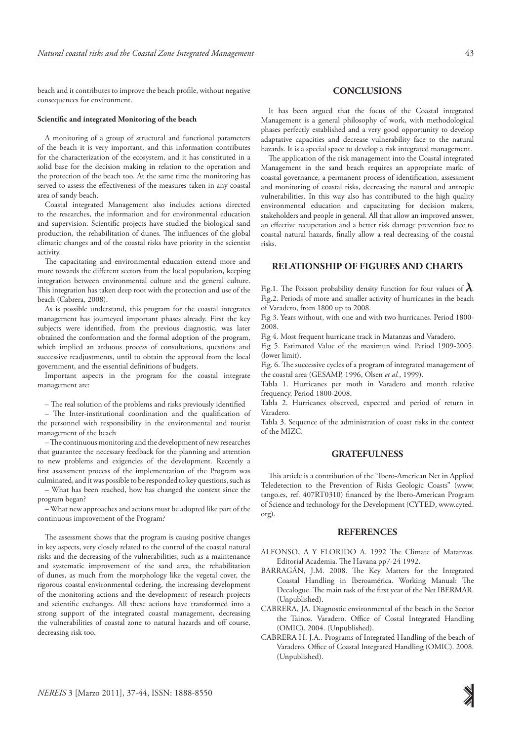beach and it contributes to improve the beach profile, without negative consequences for environment.

**Scientific and integrated Monitoring of the beach**

A monitoring of a group of structural and functional parameters of the beach it is very important, and this information contributes for the characterization of the ecosystem, and it has constituted in a solid base for the decision making in relation to the operation and the protection of the beach too. At the same time the monitoring has served to assess the effectiveness of the measures taken in any coastal area of sandy beach.

Coastal integrated Management also includes actions directed to the researches, the information and for environmental education and supervision. Scientific projects have studied the biological sand production, the rehabilitation of dunes. The influences of the global climatic changes and of the coastal risks have priority in the scientist activity.

The capacitating and environmental education extend more and more towards the different sectors from the local population, keeping integration between environmental culture and the general culture. This integration has taken deep root with the protection and use of the beach (Cabrera, 2008).

As is possible understand, this program for the coastal integrates management has journeyed important phases already. First the key subjects were identified, from the previous diagnostic, was later obtained the conformation and the formal adoption of the program, which implied an arduous process of consultations, questions and successive readjustments, until to obtain the approval from the local government, and the essential definitions of budgets.

Important aspects in the program for the coastal integrate management are:

– The real solution of the problems and risks previously identified

– The Inter-institutional coordination and the qualification of the personnel with responsibility in the environmental and tourist management of the beach

– The continuous monitoring and the development of new researches that guarantee the necessary feedback for the planning and attention to new problems and exigencies of the development. Recently a first assessment process of the implementation of the Program was culminated, and it was possible to be responded to key questions, such as

– What has been reached, how has changed the context since the program began?

– What new approaches and actions must be adopted like part of the continuous improvement of the Program?

The assessment shows that the program is causing positive changes in key aspects, very closely related to the control of the coastal natural risks and the decreasing of the vulnerabilities, such as a maintenance and systematic improvement of the sand area, the rehabilitation of dunes, as much from the morphology like the vegetal cover, the rigorous coastal environmental ordering, the increasing development of the monitoring actions and the development of research projects and scientific exchanges. All these actions have transformed into a strong support of the integrated coastal management, decreasing the vulnerabilities of coastal zone to natural hazards and off course, decreasing risk too.

## CONCLUSIONS

It has been argued that the focus of the Coastal integrated Management is a general philosophy of work, with methodological phases perfectly established and a very good opportunity to develop adaptative capacities and decrease vulnerability face to the natural hazards. It is a special space to develop a risk integrated management.

The application of the risk management into the Coastal integrated Management in the sand beach requires an appropriate mark: of coastal governance, a permanent process of identification, assessment and monitoring of coastal risks, decreasing the natural and antropic vulnerabilities. In this way also has contributed to the high quality environmental education and capacitating for decision makers, stakeholders and people in general. All that allow an improved answer, an effective recuperation and a better risk damage prevention face to coastal natural hazards, finally allow a real decreasing of the coastal risks.

## RELATIONSHIP OF FIGURES AND CHARTS

Fig.1. The Poisson probability density function for four values of $\lambda$.
Fig.2. Periods of more and smaller activity of hurricanes in the beach of Varadero, from 1800 up to 2008.
Fig 3. Years without, with one and with two hurricanes. Period 1800-2008.
Fig 4. Most frequent hurricane track in Matanzas and Varadero.
Fig 5. Estimated Value of the maximun wind. Period 1909-2005. (lower limit).
Fig. 6. The successive cycles of a program of integrated management of the coastal area (GESAMP, 1996, Olsen *et al.*, 1999).
Tabla 1. Hurricanes per moth in Varadero and month relative frequency. Period 1800-2008.
Tabla 2. Hurricanes observed, expected and period of return in Varadero.
Tabla 3. Sequence of the administration of coast risks in the context of the MIZC.

## GRATEFULNESS

This article is a contribution of the "Ibero-American Net in Applied Teledetection to the Prevention of Risks Geologic Coasts" (www.tango.es, ref. 407RT0310) financed by the Ibero-American Program of Science and technology for the Development (CYTED, www.cyted.org).

## REFERENCES

ALFONSO, A Y FLORIDO A. 1992 The Climate of Matanzas. Editorial Academia. The Havana pp7-24 1992.

BARRAGÁN, J.M. 2008. The Key Matters for the Integrated Coastal Handling in Iberoamérica. Working Manual: The Decalogue. The main task of the first year of the Net IBERMAR. (Unpublished).

CABRERA, JA. Diagnostic environmental of the beach in the Sector the Tainos. Varadero. Office of Costal Integrated Handling (OMIC). 2004. (Unpublished).

CABRERA H. J.A.. Programs of Integrated Handling of the beach of Varadero. Office of Coastal Integrated Handling (OMIC). 2008. (Unpublished).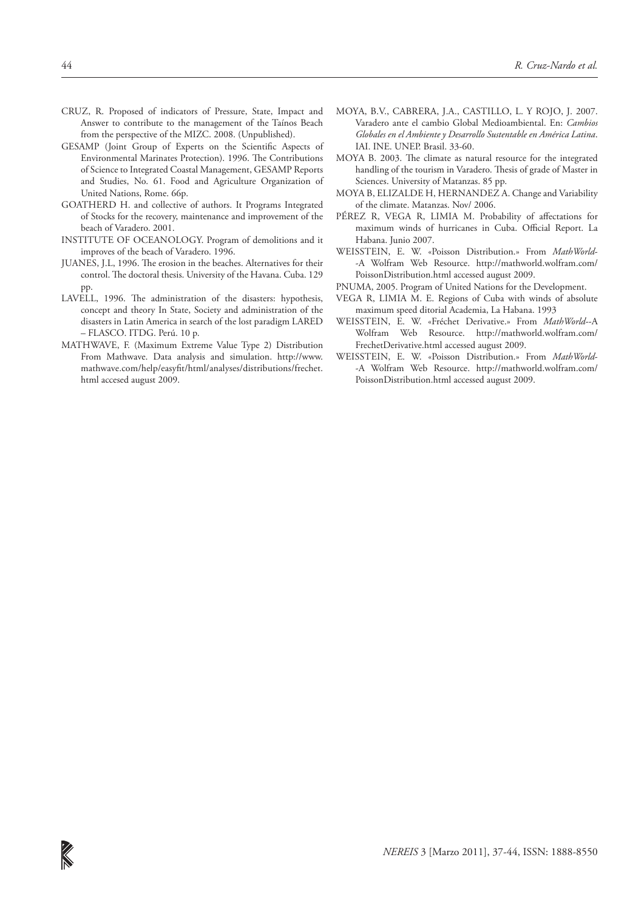CRUZ, R. Proposed of indicators of Pressure, State, Impact and Answer to contribute to the management of the Taínos Beach from the perspective of the MIZC. 2008. (Unpublished).

GESAMP (Joint Group of Experts on the Scientific Aspects of Environmental Marinates Protection). 1996. The Contributions of Science to Integrated Coastal Management, GESAMP Reports and Studies, No. 61. Food and Agriculture Organization of United Nations, Rome. 66p.

GOATHERD H. and collective of authors. It Programs Integrated of Stocks for the recovery, maintenance and improvement of the beach of Varadero. 2001.

INSTITUTE OF OCEANOLOGY. Program of demolitions and it improves of the beach of Varadero. 1996.

JUANES, J.L, 1996. The erosion in the beaches. Alternatives for their control. The doctoral thesis. University of the Havana. Cuba. 129 pp.

LAVELL, 1996. The administration of the disasters: hypothesis, concept and theory In State, Society and administration of the disasters in Latin America in search of the lost paradigm LARED – FLASCO. ITDG. Perú. 10 p.

MATHWAVE, F. (Maximum Extreme Value Type 2) Distribution From Mathwave. Data analysis and simulation. http://www.mathwave.com/help/easyfit/html/analyses/distributions/frechet.html accesed august 2009.

MOYA, B.V., CABRERA, J.A., CASTILLO, L. Y ROJO, J. 2007. Varadero ante el cambio Global Medioambiental. En: *Cambios Globales en el Ambiente y Desarrollo Sustentable en América Latina*. IAI. INE. UNEP. Brasil. 33-60.

MOYA B. 2003. The climate as natural resource for the integrated handling of the tourism in Varadero. Thesis of grade of Master in Sciences. University of Matanzas. 85 pp.

MOYA B, ELIZALDE H, HERNANDEZ A. Change and Variability of the climate. Matanzas. Nov/ 2006.

PÉREZ R, VEGA R, LIMIA M. Probability of affectations for maximum winds of hurricanes in Cuba. Official Report. La Habana. Junio 2007.

WEISSTEIN, E. W. «Poisson Distribution.» From *MathWorld*--A Wolfram Web Resource. http://mathworld.wolfram.com/PoissonDistribution.html accessed august 2009.

PNUMA, 2005. Program of United Nations for the Development.

VEGA R, LIMIA M. E. Regions of Cuba with winds of absolute maximum speed ditorial Academia, La Habana. 1993

WEISSTEIN, E. W. «Fréchet Derivative.» From *MathWorld*--A Wolfram Web Resource. http://mathworld.wolfram.com/FrechetDerivative.html accessed august 2009.

WEISSTEIN, E. W. «Poisson Distribution.» From *MathWorld*--A Wolfram Web Resource. http://mathworld.wolfram.com/PoissonDistribution.html accessed august 2009.